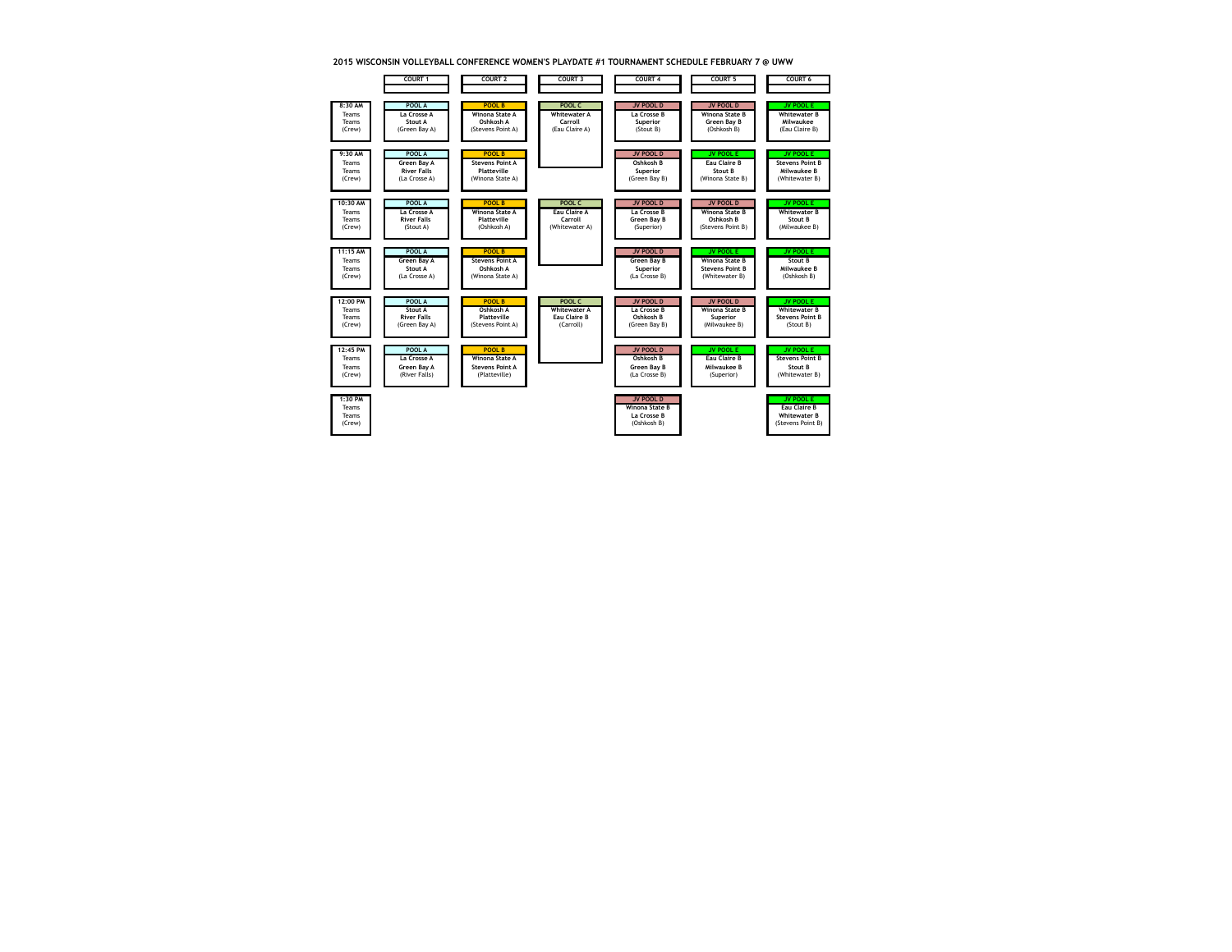# 2015 WISCONSIN VOLLEYBALL CONFERENCE WOMEN'S PLAYDATE #1 TOURNAMENT SCHEDULE FEBRUARY 7 @ UWW

| | COURT 1 | COURT 2 | COURT 3 | COURT 4 | COURT 5 | COURT 6 |
|---|---|---|---|---|---|---|
| **8:30 AM** Teams Teams (Crew) | **POOL A** **La Crosse A** **Stout A** (Green Bay A) | **POOL B** **Winona State A** **Oshkosh A** (Stevens Point A) | **POOL C** **Whitewater A** **Carroll** (Eau Claire A) | **JV POOL D** **La Crosse B** **Superior** (Stout B) | **JV POOL D** **Winona State B** **Green Bay B** (Oshkosh B) | **JV POOL E** **Whitewater B** **Milwaukee** (Eau Claire B) |
| **9:30 AM** Teams Teams (Crew) | **POOL A** **Green Bay A** **River Falls** (La Crosse A) | **POOL B** **Stevens Point A** **Platteville** (Winona State A) | | **JV POOL D** **Oshkosh B** **Superior** (Green Bay B) | **JV POOL E** **Eau Claire B** **Stout B** (Winona State B) | **JV POOL E** **Stevens Point B** **Milwaukee B** (Whitewater B) |
| **10:30 AM** Teams Teams (Crew) | **POOL A** **La Crosse A** **River Falls** (Stout A) | **POOL B** **Winona State A** **Platteville** (Oshkosh A) | **POOL C** **Eau Claire A** **Carroll** (Whitewater A) | **JV POOL D** **La Crosse B** **Green Bay B** (Superior) | **JV POOL D** **Winona State B** **Oshkosh B** (Stevens Point B) | **JV POOL E** **Whitewater B** **Stout B** (Milwaukee B) |
| **11:15 AM** Teams Teams (Crew) | **POOL A** **Green Bay A** **Stout A** (La Crosse A) | **POOL B** **Stevens Point A** **Oshkosh A** (Winona State A) | | **JV POOL D** **Green Bay B** **Superior** (La Crosse B) | **JV POOL E** **Winona State B** **Stevens Point B** (Whitewater B) | **JV POOL E** **Stout B** **Milwaukee B** (Oshkosh B) |
| **12:00 PM** Teams Teams (Crew) | **POOL A** **Stout A** **River Falls** (Green Bay A) | **POOL B** **Oshkosh A** **Platteville** (Stevens Point A) | **POOL C** **Whitewater A** **Eau Claire B** (Carroll) | **JV POOL D** **La Crosse B** **Oshkosh B** (Green Bay B) | **JV POOL D** **Winona State B** **Superior** (Milwaukee B) | **JV POOL E** **Whitewater B** **Stevens Point B** (Stout B) |
| **12:45 PM** Teams Teams (Crew) | **POOL A** **La Crosse A** **Green Bay A** (River Falls) | **POOL B** **Winona State A** **Stevens Point A** (Platteville) | | **JV POOL D** **Oshkosh B** **Green Bay B** (La Crosse B) | **JV POOL E** **Eau Claire B** **Milwaukee B** (Superior) | **JV POOL E** **Stevens Point B** **Stout B** (Whitewater B) |
| **1:30 PM** Teams Teams (Crew) | | | | **JV POOL D** **Winona State B** **La Crosse B** (Oshkosh B) | | **JV POOL E** **Eau Claire B** **Whitewater B** (Stevens Point B) |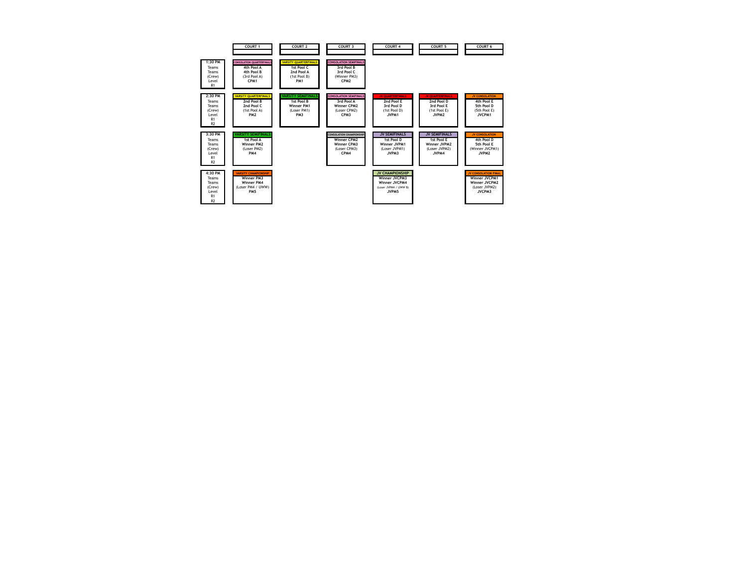| | COURT 1 | COURT 2 | COURT 3 | COURT 4 | COURT 5 | COURT 6 |
|---|---|---|---|---|---|---|
| | | | | | | |
| 1:30 PM<br>Teams<br>Teams<br>(Crew)<br>Level<br>R1 | CONSOLATION QUARTERFINALS<br>4th Pool A<br>4th Pool B<br>(3rd Pool A)<br>CPM1 | VARSITY QUARTERFINALS<br>1st Pool C<br>2nd Pool A<br>(1st Pool B)<br>PM1 | CONSOLATION SEMIFINALS<br>3rd Pool B<br>3rd Pool C<br>(Winner PM3)<br>CPM2 | | | |
| 2:30 PM<br>Teams<br>Teams<br>(Crew)<br>Level<br>R1<br>R2 | VARSITY QUARTERFINALS<br>2nd Pool B<br>2nd Pool C<br>(1st Pool A)<br>PM2 | VARSITY SEMIFINALS<br>1st Pool B<br>Winner PM1<br>(Loser PM1)<br>PM3 | CONSOLATION SEMIFINALS<br>3rd Pool A<br>Winner CPM2<br>(Loser CPM2)<br>CPM3 | JV QUARTERFINALS<br>2nd Pool E<br>3rd Pool D<br>(1st Pool D)<br>JVPM1 | JV QUARTERFINALS<br>2nd Pool D<br>3rd Pool E<br>(1st Pool E)<br>JVPM2 | JV CONSOLATION<br>4th Pool E<br>5th Pool D<br>(5th Pool E)<br>JVCPM1 |
| 3:30 PM<br>Teams<br>Teams<br>(Crew)<br>Level<br>R1<br>R2 | VARSITY SEMIFINALS<br>1st Pool A<br>Winner PM2<br>(Loser PM2)<br>PM4 | | CONSOLATION CHAMPIONSHIP<br>Winner CPM2<br>Winner CPM3<br>(Loser CPM3)<br>CPM4 | JV SEMIFINALS<br>1st Pool D<br>Winner JVPM1<br>(Loser JVPM1)<br>JVPM3 | JV SEMIFINALS<br>1st Pool E<br>Winner JVPM2<br>(Loser JVPM2)<br>JVPM4 | JV CONSOLATION<br>4th Pool D<br>5th Pool E<br>(Winner JVCPM1)<br>JVPM2 |
| 4:30 PM<br>Teams<br>Teams<br>(Crew)<br>Level<br>R1<br>R2 | VARSITY CHAMPIONSHIP<br>Winner PM3<br>Winner PM4<br>(Loser PM4 / UWW)<br>PM5 | | | JV CHAMPIONSHIP<br>Winner JVCPM3<br>Winner JVCPM4<br>(Loser JVPM4 / UWW B)<br>JVPM5 | | JV CONSOLATION FINAL<br>Winner JVCPM1<br>Winner JVCPM2<br>(Loser JVPM2)<br>JVCPM3 |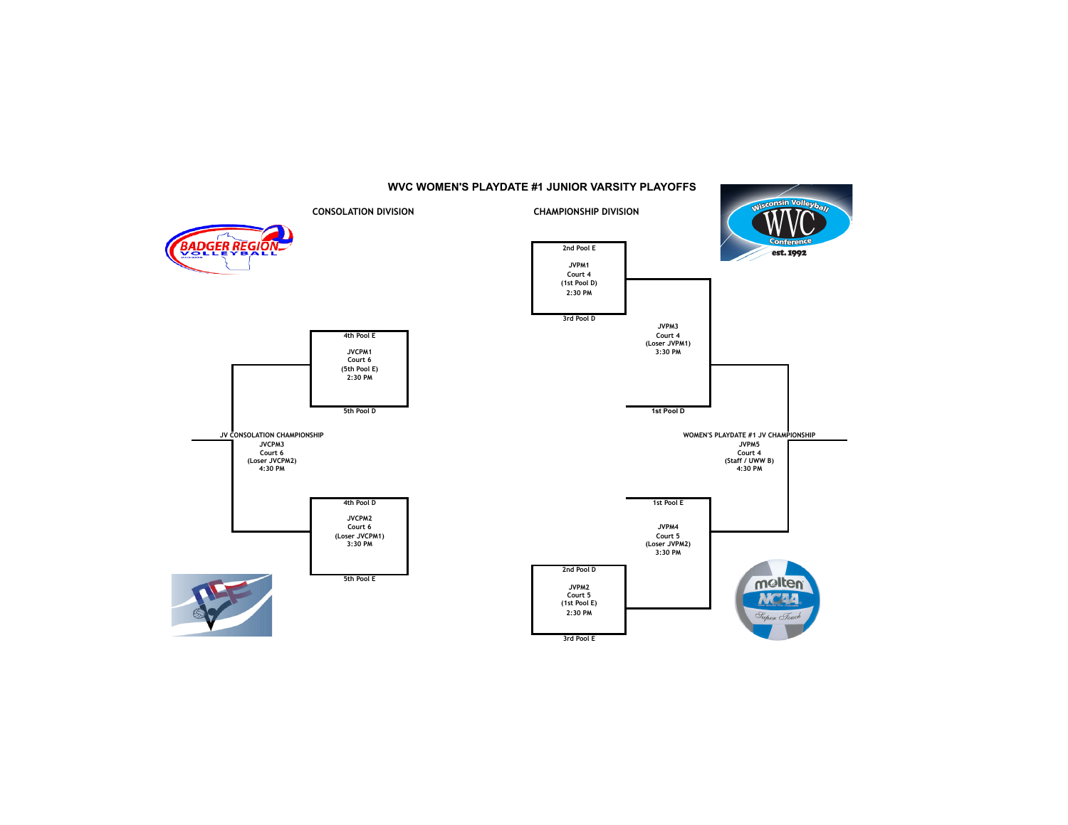# WVC WOMEN'S PLAYDATE #1 JUNIOR VARSITY PLAYOFFS

## CONSOLATION DIVISION

4th Pool E

JVCPM1
Court 6
(5th Pool E)
2:30 PM

5th Pool D

JV CONSOLATION CHAMPIONSHIP
JVCPM3
Court 6
(Loser JVCPM2)
4:30 PM

4th Pool D

JVCPM2
Court 6
(Loser JVCPM1)
3:30 PM

5th Pool E

## CHAMPIONSHIP DIVISION

2nd Pool E

JVPM1
Court 4
(1st Pool D)
2:30 PM

3rd Pool D

JVPM3
Court 4
(Loser JVPM1)
3:30 PM

1st Pool D

WOMEN'S PLAYDATE #1 JV CHAMPIONSHIP
JVPM5
Court 4
(Staff / UWW B)
4:30 PM

1st Pool E

JVPM4
Court 5
(Loser JVPM2)
3:30 PM

2nd Pool D

JVPM2
Court 5
(1st Pool E)
2:30 PM

3rd Pool E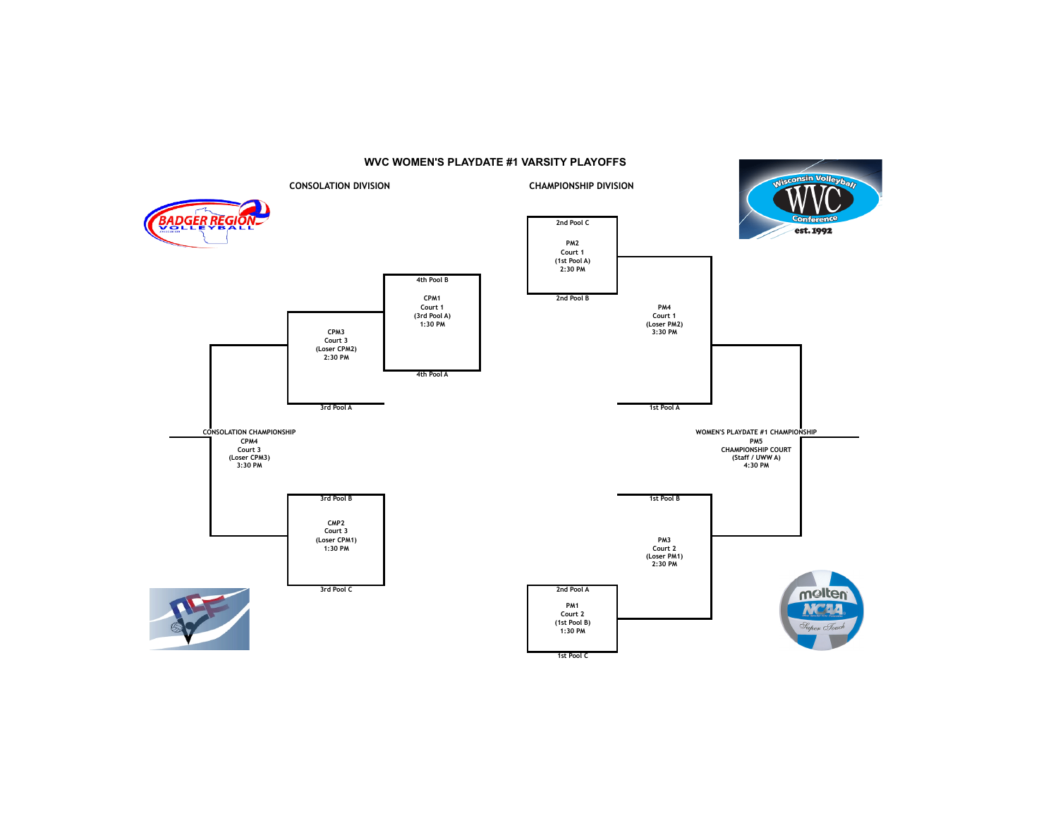# WVC WOMEN'S PLAYDATE #1 VARSITY PLAYOFFS

## CONSOLATION DIVISION

4th Pool B

CPM1
Court 1
(3rd Pool A)
1:30 PM

4th Pool A

CPM3
Court 3
(Loser CPM2)
2:30 PM

3rd Pool A

CONSOLATION CHAMPIONSHIP
CPM4
Court 3
(Loser CPM3)
3:30 PM

3rd Pool B

CMP2
Court 3
(Loser CPM1)
1:30 PM

3rd Pool C

## CHAMPIONSHIP DIVISION

2nd Pool C

PM2
Court 1
(1st Pool A)
2:30 PM

2nd Pool B

PM4
Court 1
(Loser PM2)
3:30 PM

1st Pool A

WOMEN'S PLAYDATE #1 CHAMPIONSHIP
PM5
CHAMPIONSHIP COURT
(Staff / UWW A)
4:30 PM

1st Pool B

PM3
Court 2
(Loser PM1)
2:30 PM

2nd Pool A

PM1
Court 2
(1st Pool B)
1:30 PM

1st Pool C